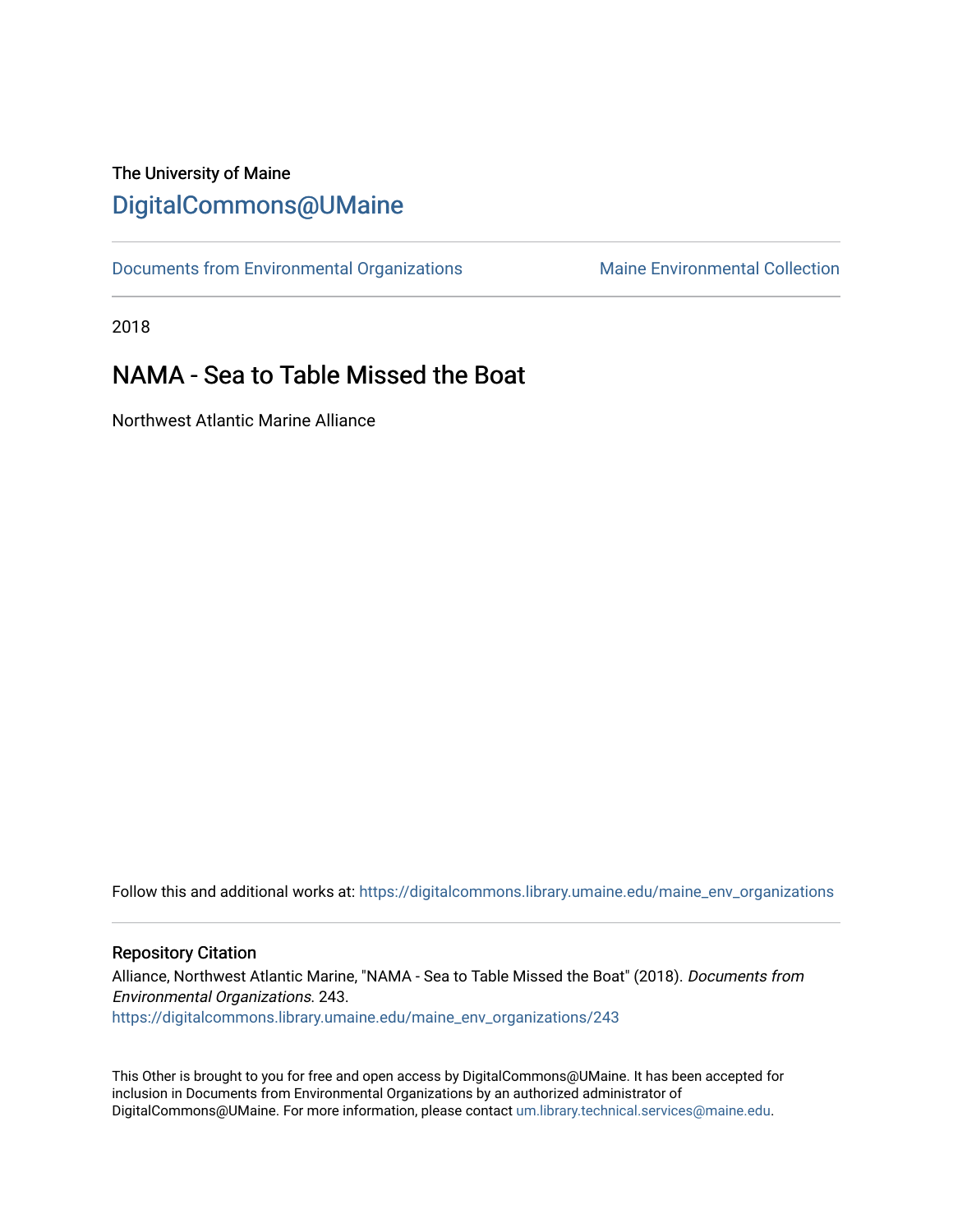The University of Maine

# DigitalCommons@UMaine

Documents from Environmental Organizations | Maine Environmental Collection

2018

## NAMA - Sea to Table Missed the Boat

Northwest Atlantic Marine Alliance

Follow this and additional works at: https://digitalcommons.library.umaine.edu/maine_env_organizations

### Repository Citation

Alliance, Northwest Atlantic Marine, "NAMA - Sea to Table Missed the Boat" (2018). *Documents from Environmental Organizations*. 243.
https://digitalcommons.library.umaine.edu/maine_env_organizations/243

This Other is brought to you for free and open access by DigitalCommons@UMaine. It has been accepted for inclusion in Documents from Environmental Organizations by an authorized administrator of DigitalCommons@UMaine. For more information, please contact um.library.technical.services@maine.edu.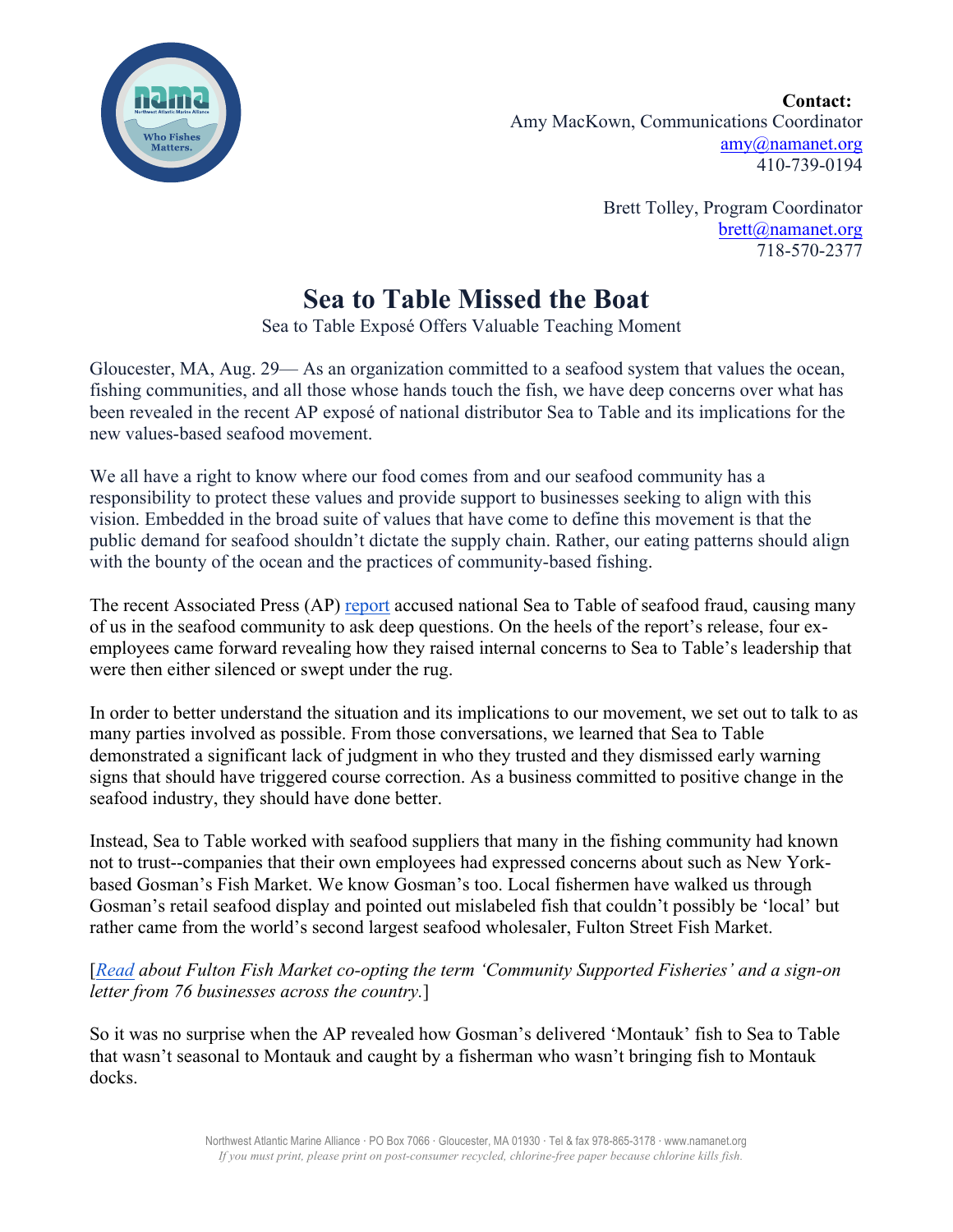**Contact:**
Amy MacKown, Communications Coordinator
amy@namanet.org
410-739-0194

Brett Tolley, Program Coordinator
brett@namanet.org
718-570-2377

# Sea to Table Missed the Boat

Sea to Table Exposé Offers Valuable Teaching Moment

Gloucester, MA, Aug. 29— As an organization committed to a seafood system that values the ocean, fishing communities, and all those whose hands touch the fish, we have deep concerns over what has been revealed in the recent AP exposé of national distributor Sea to Table and its implications for the new values-based seafood movement.

We all have a right to know where our food comes from and our seafood community has a responsibility to protect these values and provide support to businesses seeking to align with this vision. Embedded in the broad suite of values that have come to define this movement is that the public demand for seafood shouldn't dictate the supply chain. Rather, our eating patterns should align with the bounty of the ocean and the practices of community-based fishing.

The recent Associated Press (AP) report accused national Sea to Table of seafood fraud, causing many of us in the seafood community to ask deep questions. On the heels of the report's release, four ex-employees came forward revealing how they raised internal concerns to Sea to Table's leadership that were then either silenced or swept under the rug.

In order to better understand the situation and its implications to our movement, we set out to talk to as many parties involved as possible. From those conversations, we learned that Sea to Table demonstrated a significant lack of judgment in who they trusted and they dismissed early warning signs that should have triggered course correction. As a business committed to positive change in the seafood industry, they should have done better.

Instead, Sea to Table worked with seafood suppliers that many in the fishing community had known not to trust--companies that their own employees had expressed concerns about such as New York-based Gosman's Fish Market. We know Gosman's too. Local fishermen have walked us through Gosman's retail seafood display and pointed out mislabeled fish that couldn't possibly be 'local' but rather came from the world's second largest seafood wholesaler, Fulton Street Fish Market.

[*Read about Fulton Fish Market co-opting the term 'Community Supported Fisheries' and a sign-on letter from 76 businesses across the country.*]

So it was no surprise when the AP revealed how Gosman's delivered 'Montauk' fish to Sea to Table that wasn't seasonal to Montauk and caught by a fisherman who wasn't bringing fish to Montauk docks.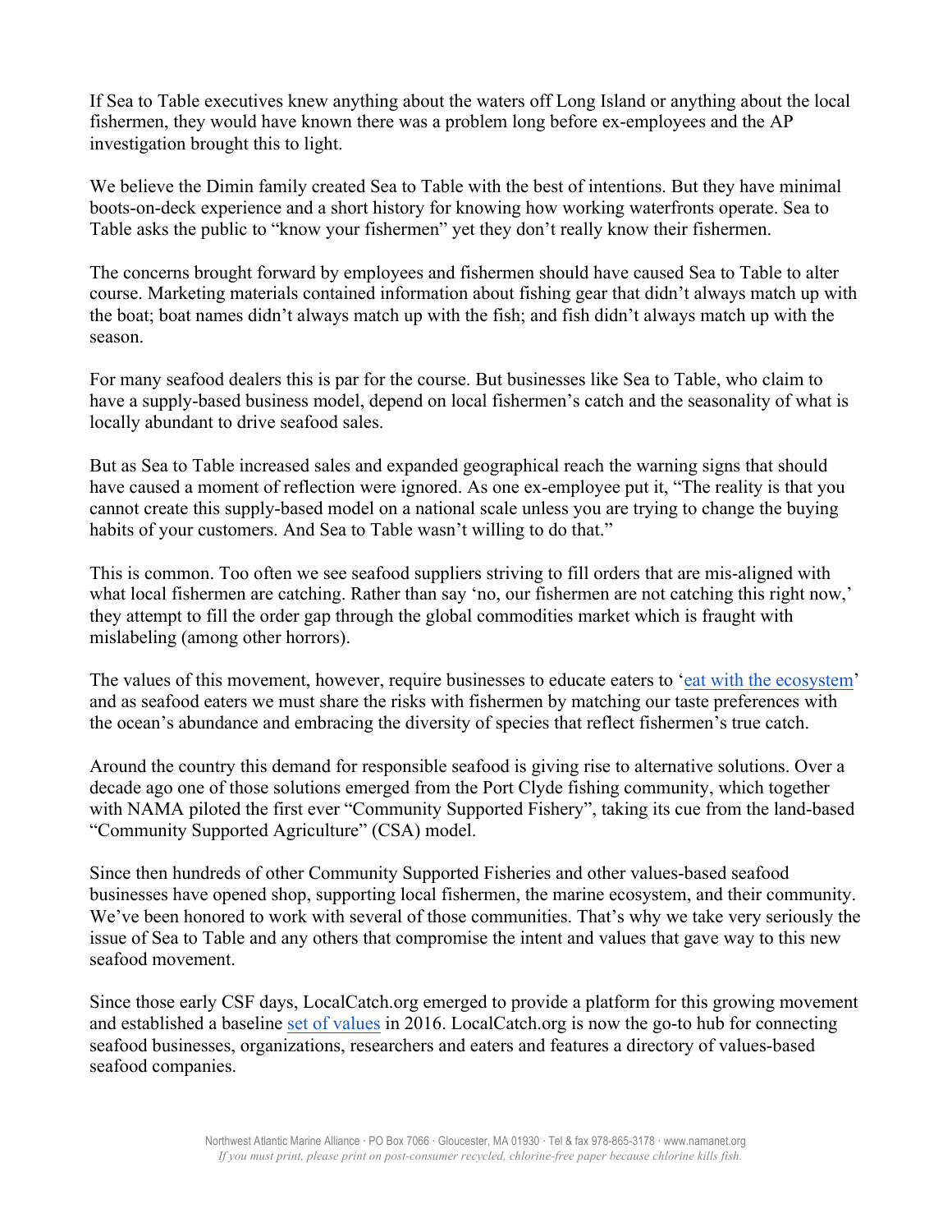If Sea to Table executives knew anything about the waters off Long Island or anything about the local fishermen, they would have known there was a problem long before ex-employees and the AP investigation brought this to light.

We believe the Dimin family created Sea to Table with the best of intentions. But they have minimal boots-on-deck experience and a short history for knowing how working waterfronts operate. Sea to Table asks the public to "know your fishermen" yet they don't really know their fishermen.

The concerns brought forward by employees and fishermen should have caused Sea to Table to alter course. Marketing materials contained information about fishing gear that didn't always match up with the boat; boat names didn't always match up with the fish; and fish didn't always match up with the season.

For many seafood dealers this is par for the course. But businesses like Sea to Table, who claim to have a supply-based business model, depend on local fishermen's catch and the seasonality of what is locally abundant to drive seafood sales.

But as Sea to Table increased sales and expanded geographical reach the warning signs that should have caused a moment of reflection were ignored. As one ex-employee put it, "The reality is that you cannot create this supply-based model on a national scale unless you are trying to change the buying habits of your customers. And Sea to Table wasn't willing to do that."

This is common. Too often we see seafood suppliers striving to fill orders that are mis-aligned with what local fishermen are catching. Rather than say 'no, our fishermen are not catching this right now,' they attempt to fill the order gap through the global commodities market which is fraught with mislabeling (among other horrors).

The values of this movement, however, require businesses to educate eaters to 'eat with the ecosystem' and as seafood eaters we must share the risks with fishermen by matching our taste preferences with the ocean's abundance and embracing the diversity of species that reflect fishermen's true catch.

Around the country this demand for responsible seafood is giving rise to alternative solutions. Over a decade ago one of those solutions emerged from the Port Clyde fishing community, which together with NAMA piloted the first ever "Community Supported Fishery", taking its cue from the land-based "Community Supported Agriculture" (CSA) model.

Since then hundreds of other Community Supported Fisheries and other values-based seafood businesses have opened shop, supporting local fishermen, the marine ecosystem, and their community. We've been honored to work with several of those communities. That's why we take very seriously the issue of Sea to Table and any others that compromise the intent and values that gave way to this new seafood movement.

Since those early CSF days, LocalCatch.org emerged to provide a platform for this growing movement and established a baseline set of values in 2016. LocalCatch.org is now the go-to hub for connecting seafood businesses, organizations, researchers and eaters and features a directory of values-based seafood companies.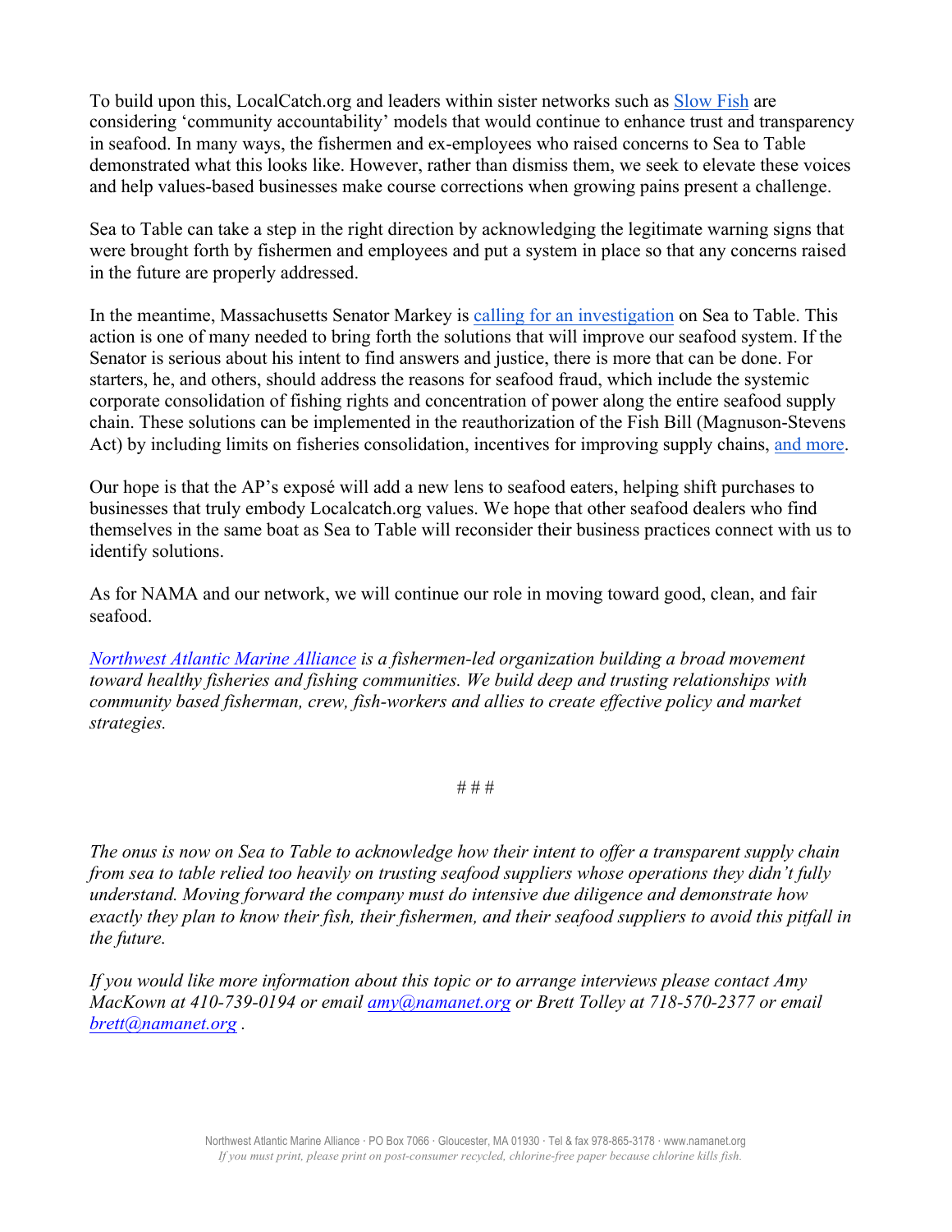To build upon this, LocalCatch.org and leaders within sister networks such as [Slow Fish] are considering 'community accountability' models that would continue to enhance trust and transparency in seafood. In many ways, the fishermen and ex-employees who raised concerns to Sea to Table demonstrated what this looks like. However, rather than dismiss them, we seek to elevate these voices and help values-based businesses make course corrections when growing pains present a challenge.

Sea to Table can take a step in the right direction by acknowledging the legitimate warning signs that were brought forth by fishermen and employees and put a system in place so that any concerns raised in the future are properly addressed.

In the meantime, Massachusetts Senator Markey is [calling for an investigation] on Sea to Table. This action is one of many needed to bring forth the solutions that will improve our seafood system. If the Senator is serious about his intent to find answers and justice, there is more that can be done. For starters, he, and others, should address the reasons for seafood fraud, which include the systemic corporate consolidation of fishing rights and concentration of power along the entire seafood supply chain. These solutions can be implemented in the reauthorization of the Fish Bill (Magnuson-Stevens Act) by including limits on fisheries consolidation, incentives for improving supply chains, [and more].

Our hope is that the AP's exposé will add a new lens to seafood eaters, helping shift purchases to businesses that truly embody Localcatch.org values. We hope that other seafood dealers who find themselves in the same boat as Sea to Table will reconsider their business practices connect with us to identify solutions.

As for NAMA and our network, we will continue our role in moving toward good, clean, and fair seafood.

*Northwest Atlantic Marine Alliance is a fishermen-led organization building a broad movement toward healthy fisheries and fishing communities. We build deep and trusting relationships with community based fisherman, crew, fish-workers and allies to create effective policy and market strategies.*

# # #

*The onus is now on Sea to Table to acknowledge how their intent to offer a transparent supply chain from sea to table relied too heavily on trusting seafood suppliers whose operations they didn't fully understand. Moving forward the company must do intensive due diligence and demonstrate how exactly they plan to know their fish, their fishermen, and their seafood suppliers to avoid this pitfall in the future.*

*If you would like more information about this topic or to arrange interviews please contact Amy MacKown at 410-739-0194 or email amy@namanet.org or Brett Tolley at 718-570-2377 or email brett@namanet.org .*

Northwest Atlantic Marine Alliance · PO Box 7066 · Gloucester, MA 01930 · Tel & fax 978-865-3178 · www.namanet.org
*If you must print, please print on post-consumer recycled, chlorine-free paper because chlorine kills fish.*